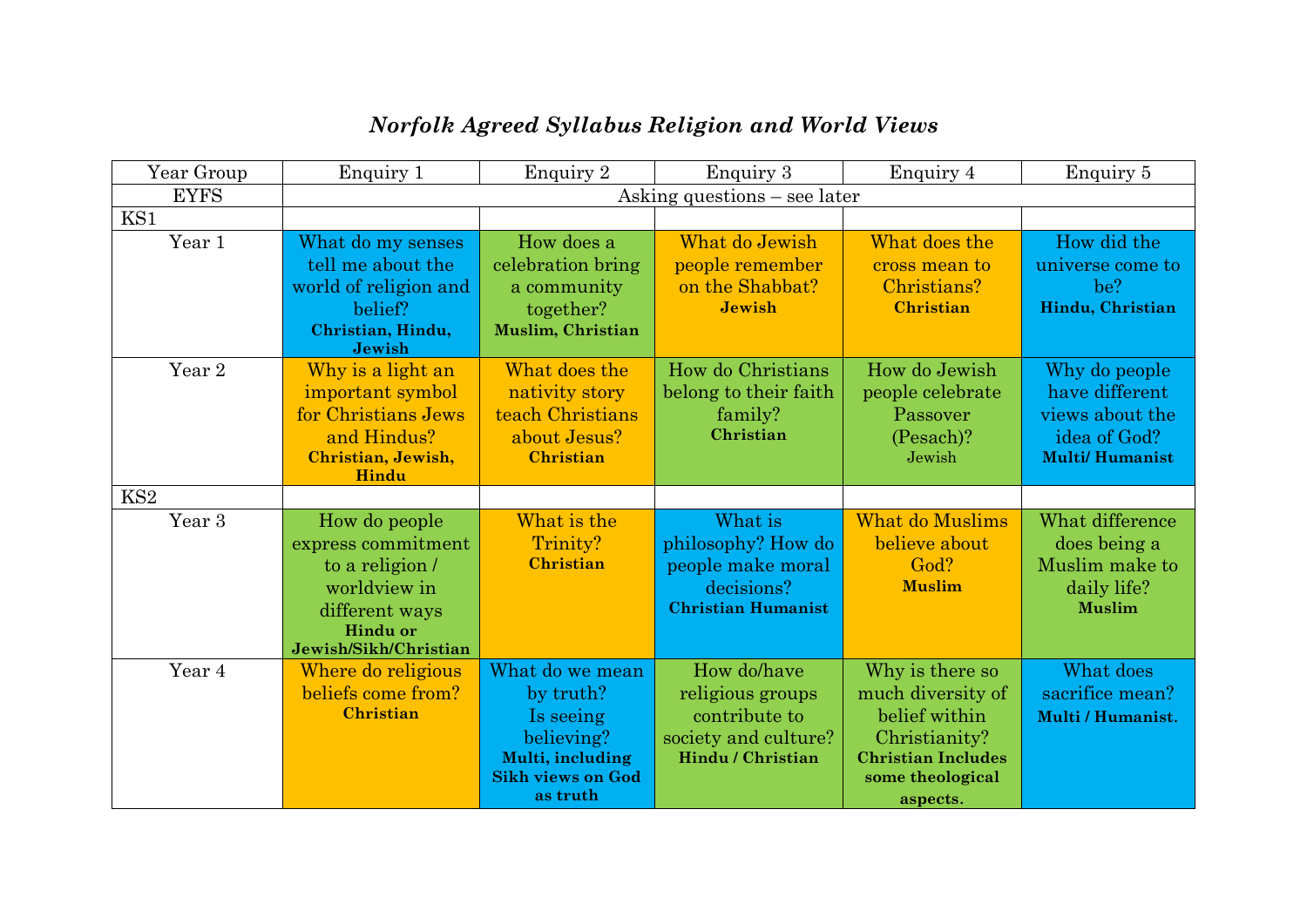# *Norfolk Agreed Syllabus Religion and World Views*

| Year Group | Enquiry 1 | Enquiry 2 | Enquiry 3 | Enquiry 4 | Enquiry 5 |
|---|---|---|---|---|---|
| EYFS | Asking questions – see later | | | | |
| KS1 | | | | | |
| Year 1 | What do my senses tell me about the world of religion and belief? **Christian, Hindu, Jewish** | How does a celebration bring a community together? **Muslim, Christian** | What do Jewish people remember on the Shabbat? **Jewish** | What does the cross mean to Christians? **Christian** | How did the universe come to be? **Hindu, Christian** |
| Year 2 | Why is a light an important symbol for Christians Jews and Hindus? **Christian, Jewish, Hindu** | What does the nativity story teach Christians about Jesus? **Christian** | How do Christians belong to their faith family? **Christian** | How do Jewish people celebrate Passover (Pesach)? Jewish | Why do people have different views about the idea of God? **Multi/ Humanist** |
| KS2 | | | | | |
| Year 3 | How do people express commitment to a religion / worldview in different ways **Hindu or Jewish/Sikh/Christian** | What is the Trinity? **Christian** | What is philosophy? How do people make moral decisions? **Christian Humanist** | What do Muslims believe about God? **Muslim** | What difference does being a Muslim make to daily life? **Muslim** |
| Year 4 | Where do religious beliefs come from? **Christian** | What do we mean by truth? Is seeing believing? **Multi, including Sikh views on God as truth** | How do/have religious groups contribute to society and culture? **Hindu / Christian** | Why is there so much diversity of belief within Christianity? **Christian Includes some theological aspects.** | What does sacrifice mean? **Multi / Humanist.** |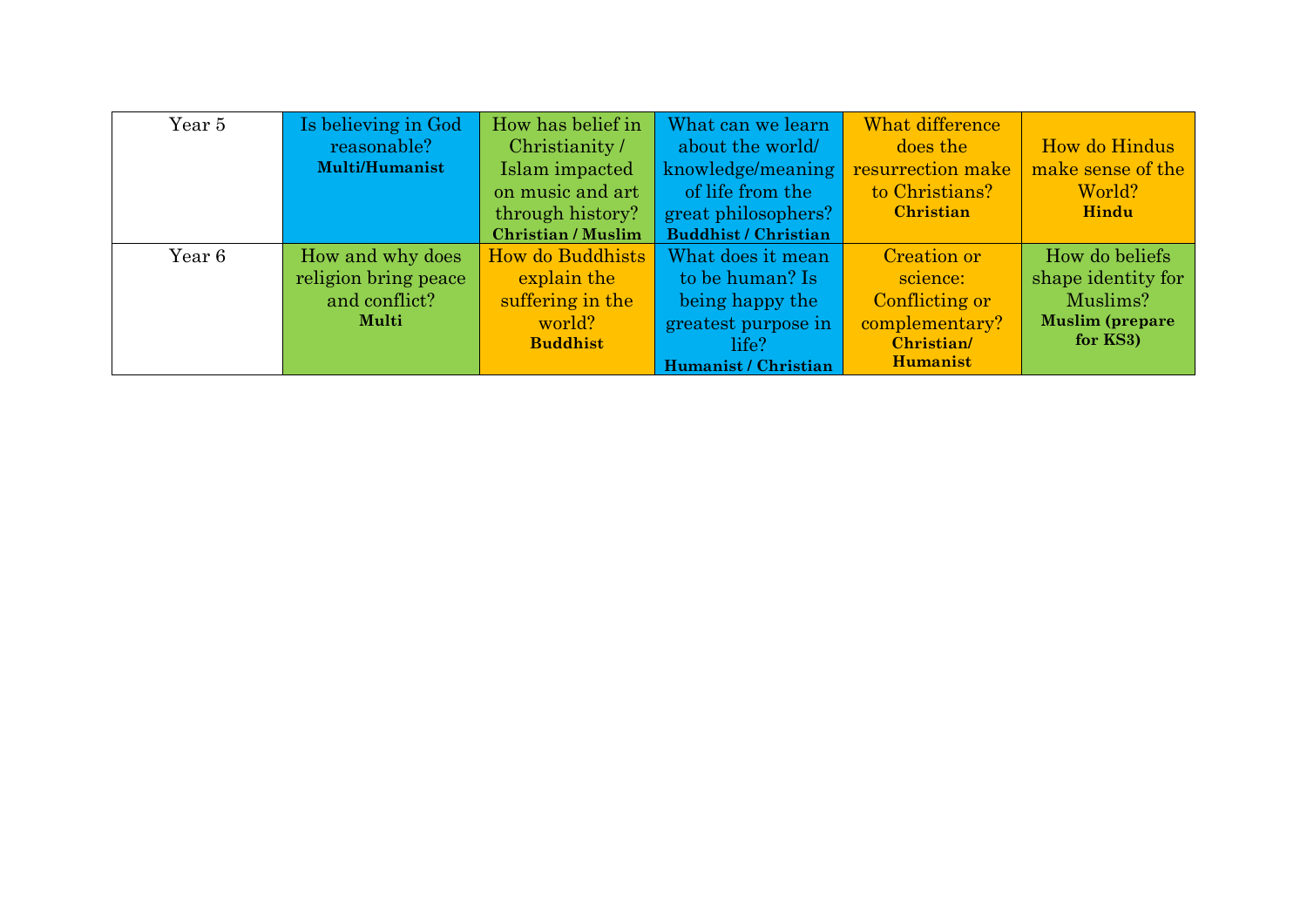| Year 5 | Is believing in God reasonable? **Multi/Humanist** | How has belief in Christianity / Islam impacted on music and art through history? **Christian / Muslim** | What can we learn about the world/ knowledge/meaning of life from the great philosophers? **Buddhist / Christian** | What difference does the resurrection make to Christians? **Christian** | How do Hindus make sense of the World? **Hindu** |
|---|---|---|---|---|---|
| Year 6 | How and why does religion bring peace and conflict? **Multi** | How do Buddhists explain the suffering in the world? **Buddhist** | What does it mean to be human? Is being happy the greatest purpose in life? **Humanist / Christian** | Creation or science: Conflicting or complementary? **Christian/ Humanist** | How do beliefs shape identity for Muslims? **Muslim (prepare for KS3)** |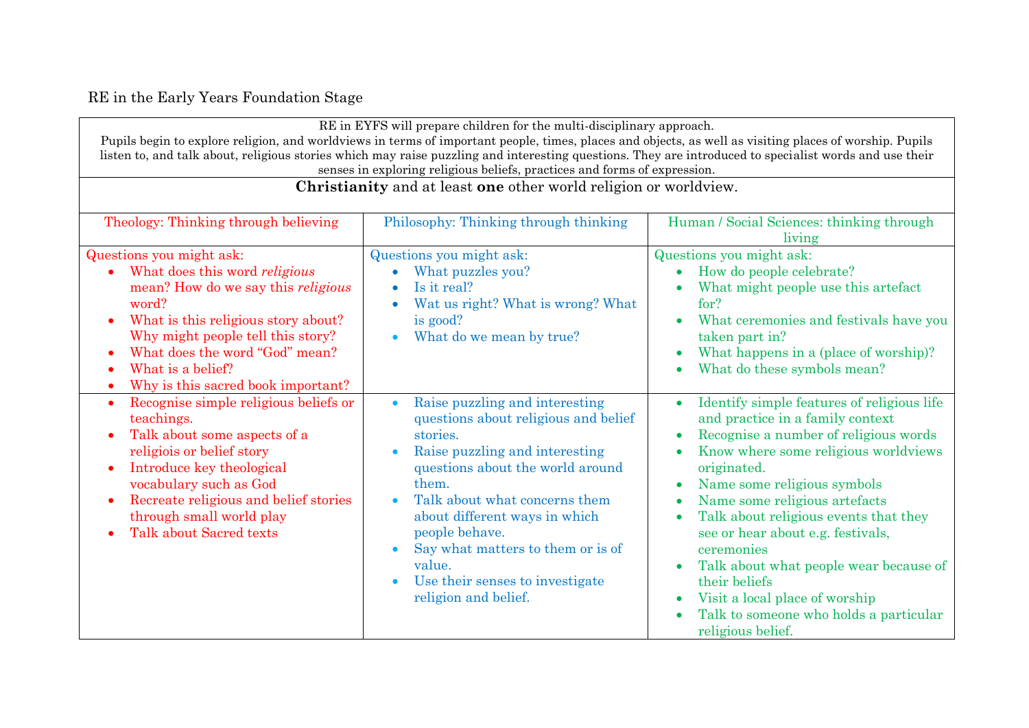RE in the Early Years Foundation Stage

| | | |
|---|---|---|
| RE in EYFS will prepare children for the multi-disciplinary approach.<br>Pupils begin to explore religion, and worldviews in terms of important people, times, places and objects, as well as visiting places of worship. Pupils listen to, and talk about, religious stories which may raise puzzling and interesting questions. They are introduced to specialist words and use their senses in exploring religious beliefs, practices and forms of expression. | | |
| **Christianity** and at least **one** other world religion or worldview. | | |
| Theology: Thinking through believing | Philosophy: Thinking through thinking | Human / Social Sciences: thinking through living |
| Questions you might ask:<br>• What does this word *religious* mean? How do we say this *religious* word?<br>• What is this religious story about? Why might people tell this story?<br>• What does the word "God" mean?<br>• What is a belief?<br>• Why is this sacred book important? | Questions you might ask:<br>• What puzzles you?<br>• Is it real?<br>• Wat us right? What is wrong? What is good?<br>• What do we mean by true? | Questions you might ask:<br>• How do people celebrate?<br>• What might people use this artefact for?<br>• What ceremonies and festivals have you taken part in?<br>• What happens in a (place of worship)?<br>• What do these symbols mean? |
| • Recognise simple religious beliefs or teachings.<br>• Talk about some aspects of a religiois or belief story<br>• Introduce key theological vocabulary such as God<br>• Recreate religious and belief stories through small world play<br>• Talk about Sacred texts | • Raise puzzling and interesting questions about religious and belief stories.<br>• Raise puzzling and interesting questions about the world around them.<br>• Talk about what concerns them about different ways in which people behave.<br>• Say what matters to them or is of value.<br>• Use their senses to investigate religion and belief. | • Identify simple features of religious life and practice in a family context<br>• Recognise a number of religious words<br>• Know where some religious worldviews originated.<br>• Name some religious symbols<br>• Name some religious artefacts<br>• Talk about religious events that they see or hear about e.g. festivals, ceremonies<br>• Talk about what people wear because of their beliefs<br>• Visit a local place of worship<br>• Talk to someone who holds a particular religious belief. |